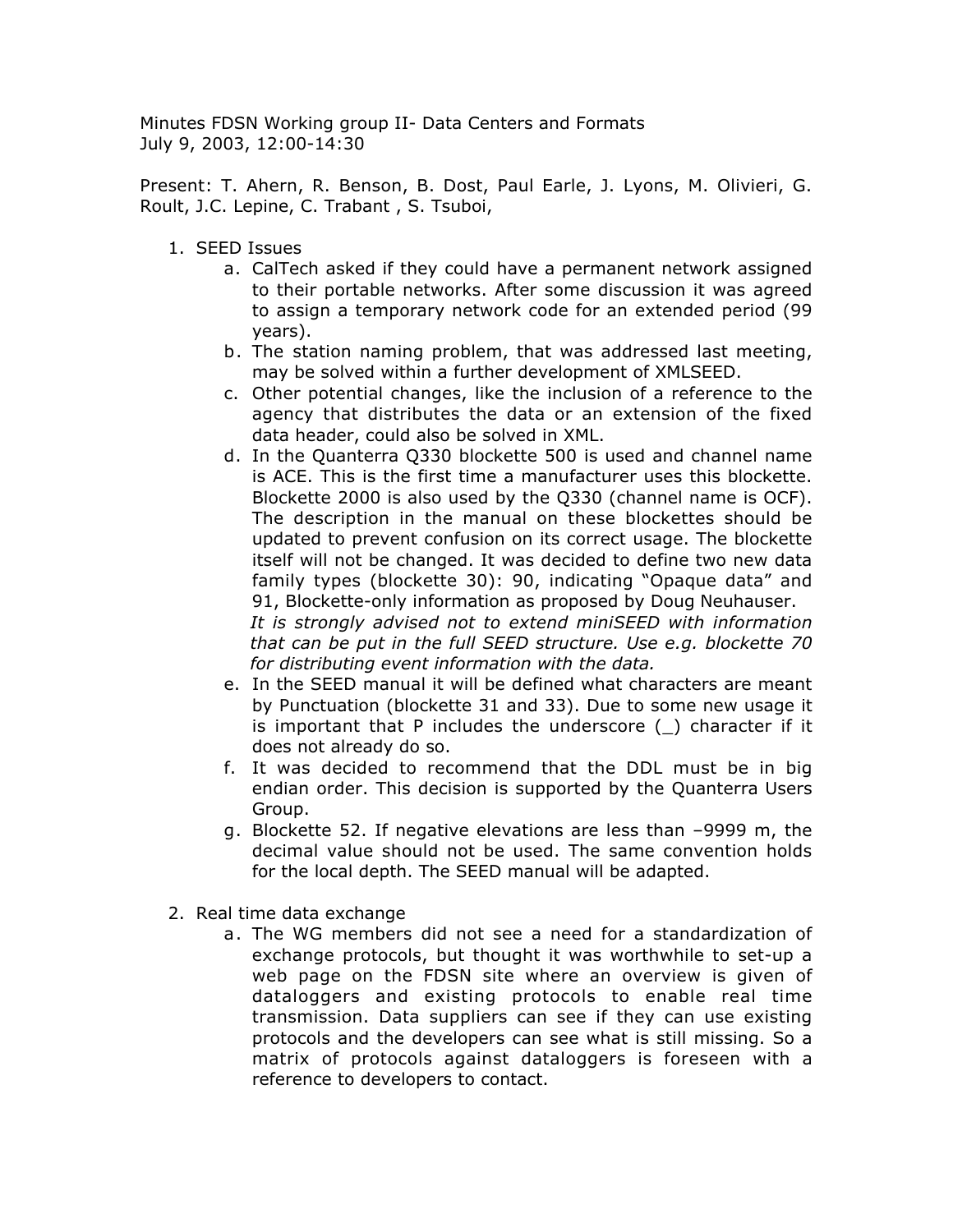Minutes FDSN Working group II- Data Centers and Formats
July 9, 2003, 12:00-14:30

Present: T. Ahern, R. Benson, B. Dost, Paul Earle, J. Lyons, M. Olivieri, G. Roult, J.C. Lepine, C. Trabant , S. Tsuboi,

1. SEED Issues
   a. CalTech asked if they could have a permanent network assigned to their portable networks. After some discussion it was agreed to assign a temporary network code for an extended period (99 years).
   b. The station naming problem, that was addressed last meeting, may be solved within a further development of XMLSEED.
   c. Other potential changes, like the inclusion of a reference to the agency that distributes the data or an extension of the fixed data header, could also be solved in XML.
   d. In the Quanterra Q330 blockette 500 is used and channel name is ACE. This is the first time a manufacturer uses this blockette. Blockette 2000 is also used by the Q330 (channel name is OCF). The description in the manual on these blockettes should be updated to prevent confusion on its correct usage. The blockette itself will not be changed. It was decided to define two new data family types (blockette 30): 90, indicating "Opaque data" and 91, Blockette-only information as proposed by Doug Neuhauser.
      *It is strongly advised not to extend miniSEED with information that can be put in the full SEED structure. Use e.g. blockette 70 for distributing event information with the data.*
   e. In the SEED manual it will be defined what characters are meant by Punctuation (blockette 31 and 33). Due to some new usage it is important that P includes the underscore (_) character if it does not already do so.
   f. It was decided to recommend that the DDL must be in big endian order. This decision is supported by the Quanterra Users Group.
   g. Blockette 52. If negative elevations are less than –9999 m, the decimal value should not be used. The same convention holds for the local depth. The SEED manual will be adapted.

2. Real time data exchange
   a. The WG members did not see a need for a standardization of exchange protocols, but thought it was worthwhile to set-up a web page on the FDSN site where an overview is given of dataloggers and existing protocols to enable real time transmission. Data suppliers can see if they can use existing protocols and the developers can see what is still missing. So a matrix of protocols against dataloggers is foreseen with a reference to developers to contact.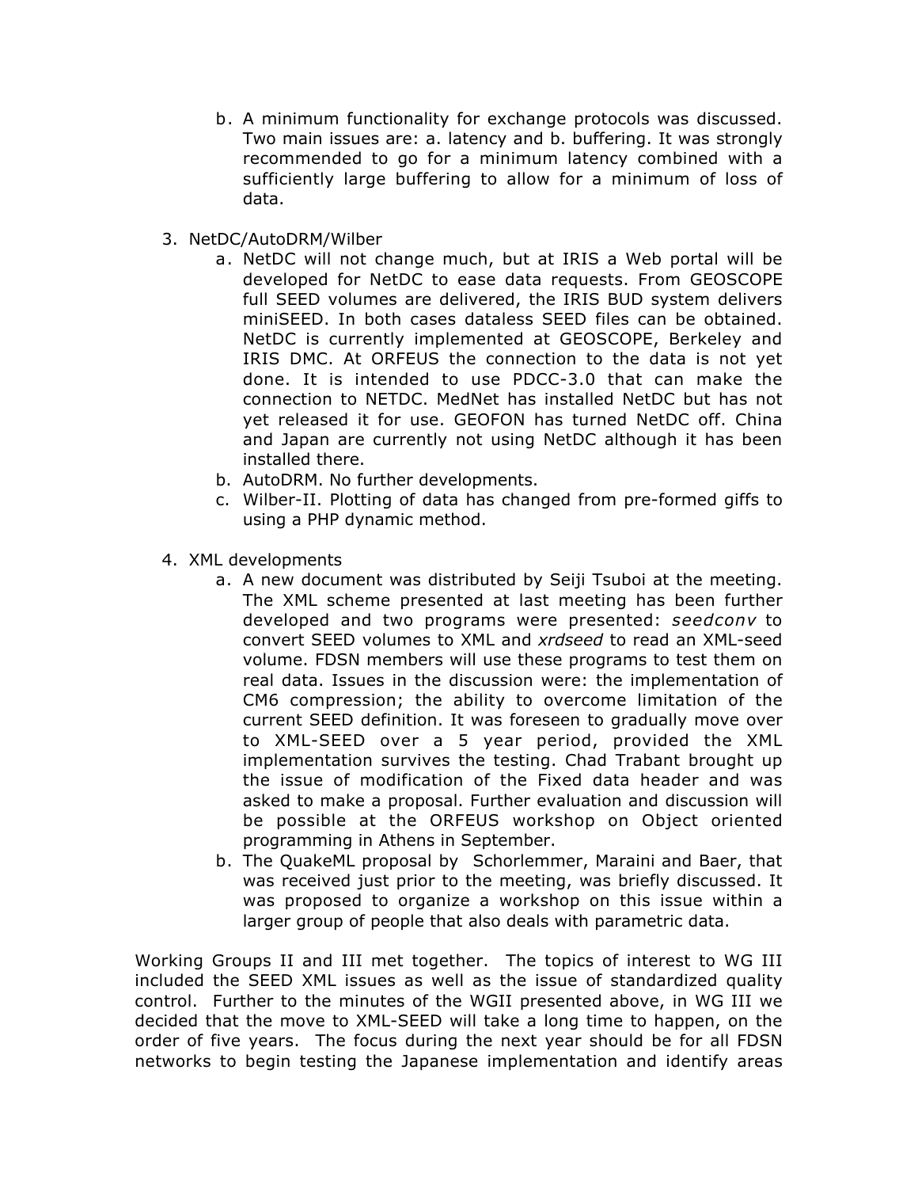b. A minimum functionality for exchange protocols was discussed. Two main issues are: a. latency and b. buffering. It was strongly recommended to go for a minimum latency combined with a sufficiently large buffering to allow for a minimum of loss of data.

3. NetDC/AutoDRM/Wilber
   a. NetDC will not change much, but at IRIS a Web portal will be developed for NetDC to ease data requests. From GEOSCOPE full SEED volumes are delivered, the IRIS BUD system delivers miniSEED. In both cases dataless SEED files can be obtained. NetDC is currently implemented at GEOSCOPE, Berkeley and IRIS DMC. At ORFEUS the connection to the data is not yet done. It is intended to use PDCC-3.0 that can make the connection to NETDC. MedNet has installed NetDC but has not yet released it for use. GEOFON has turned NetDC off. China and Japan are currently not using NetDC although it has been installed there.
   b. AutoDRM. No further developments.
   c. Wilber-II. Plotting of data has changed from pre-formed giffs to using a PHP dynamic method.

4. XML developments
   a. A new document was distributed by Seiji Tsuboi at the meeting. The XML scheme presented at last meeting has been further developed and two programs were presented: *seedconv* to convert SEED volumes to XML and *xrdseed* to read an XML-seed volume. FDSN members will use these programs to test them on real data. Issues in the discussion were: the implementation of CM6 compression; the ability to overcome limitation of the current SEED definition. It was foreseen to gradually move over to XML-SEED over a 5 year period, provided the XML implementation survives the testing. Chad Trabant brought up the issue of modification of the Fixed data header and was asked to make a proposal. Further evaluation and discussion will be possible at the ORFEUS workshop on Object oriented programming in Athens in September.
   b. The QuakeML proposal by Schorlemmer, Maraini and Baer, that was received just prior to the meeting, was briefly discussed. It was proposed to organize a workshop on this issue within a larger group of people that also deals with parametric data.

Working Groups II and III met together. The topics of interest to WG III included the SEED XML issues as well as the issue of standardized quality control. Further to the minutes of the WGII presented above, in WG III we decided that the move to XML-SEED will take a long time to happen, on the order of five years. The focus during the next year should be for all FDSN networks to begin testing the Japanese implementation and identify areas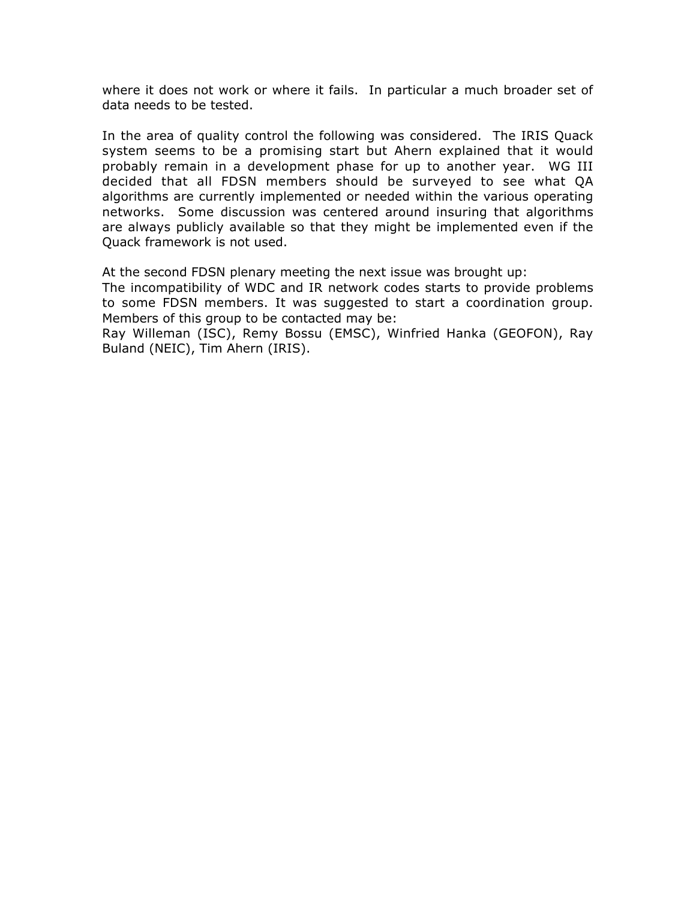where it does not work or where it fails. In particular a much broader set of data needs to be tested.

In the area of quality control the following was considered. The IRIS Quack system seems to be a promising start but Ahern explained that it would probably remain in a development phase for up to another year. WG III decided that all FDSN members should be surveyed to see what QA algorithms are currently implemented or needed within the various operating networks. Some discussion was centered around insuring that algorithms are always publicly available so that they might be implemented even if the Quack framework is not used.

At the second FDSN plenary meeting the next issue was brought up:
The incompatibility of WDC and IR network codes starts to provide problems to some FDSN members. It was suggested to start a coordination group. Members of this group to be contacted may be:
Ray Willeman (ISC), Remy Bossu (EMSC), Winfried Hanka (GEOFON), Ray Buland (NEIC), Tim Ahern (IRIS).